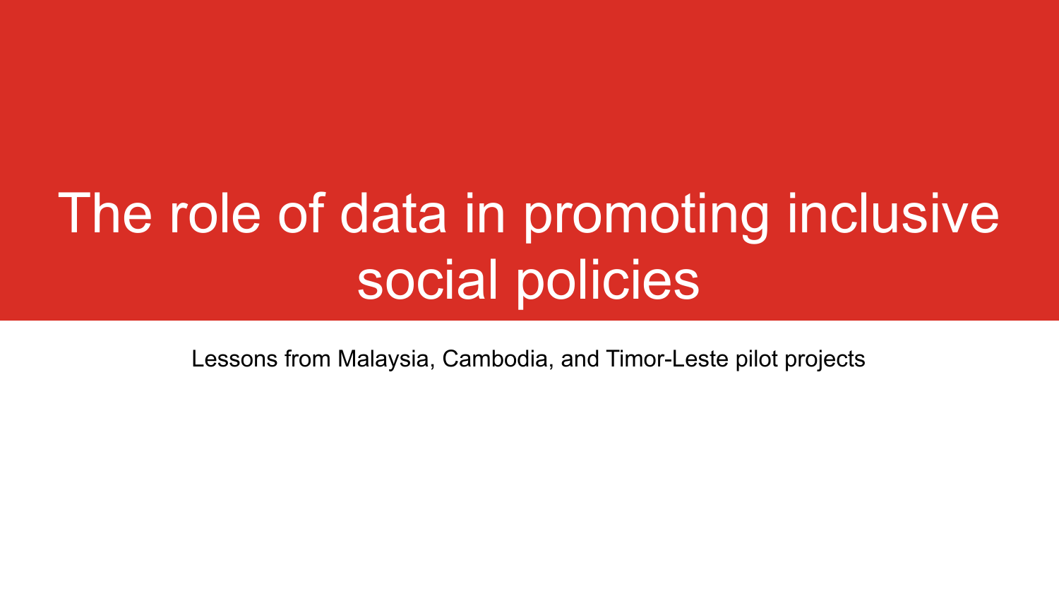# The role of data in promoting inclusive social policies

Lessons from Malaysia, Cambodia, and Timor-Leste pilot projects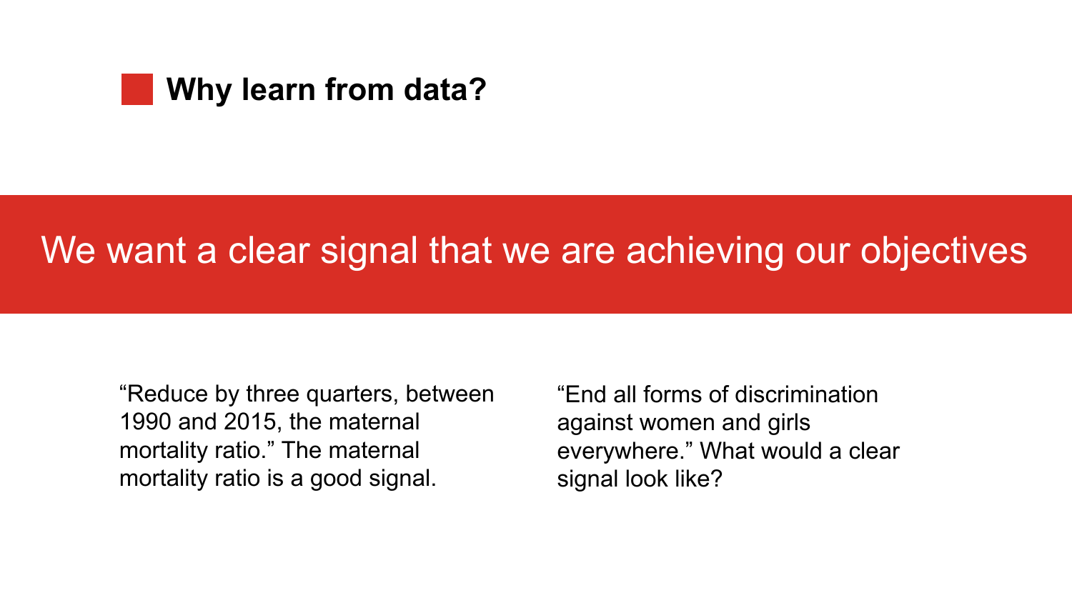## Why learn from data?

# We want a clear signal that we are achieving our objectives

“Reduce by three quarters, between 1990 and 2015, the maternal mortality ratio.” The maternal mortality ratio is a good signal.

“End all forms of discrimination against women and girls everywhere.” What would a clear signal look like?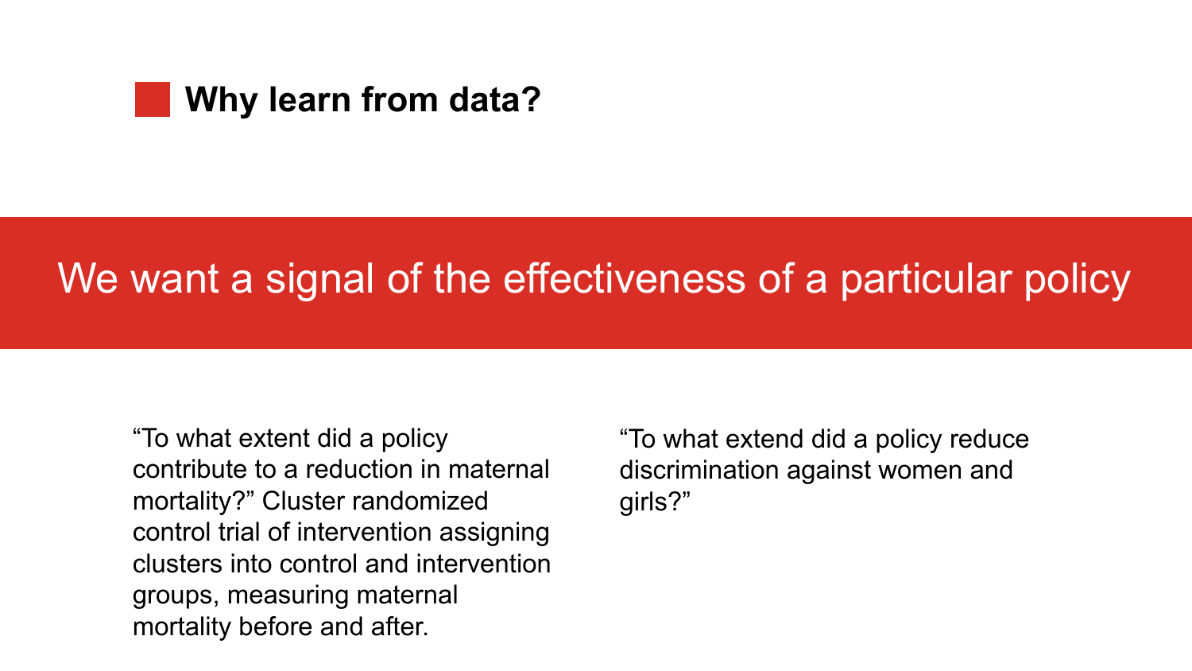## Why learn from data?

**We want a signal of the effectiveness of a particular policy**

“To what extent did a policy contribute to a reduction in maternal mortality?” Cluster randomized control trial of intervention assigning clusters into control and intervention groups, measuring maternal mortality before and after.

“To what extend did a policy reduce discrimination against women and girls?”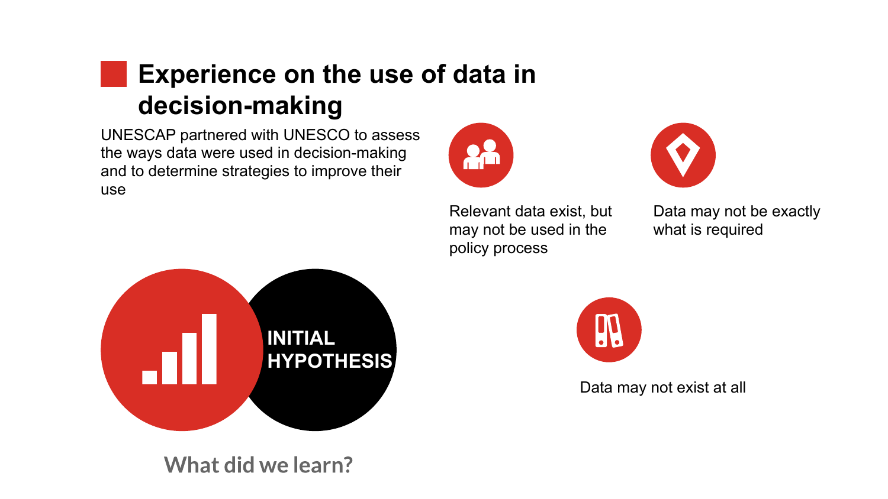# Experience on the use of data in decision-making

UNESCAP partnered with UNESCO to assess the ways data were used in decision-making and to determine strategies to improve their use

**INITIAL HYPOTHESIS**

- Relevant data exist, but may not be used in the policy process
- Data may not be exactly what is required
- Data may not exist at all

What did we learn?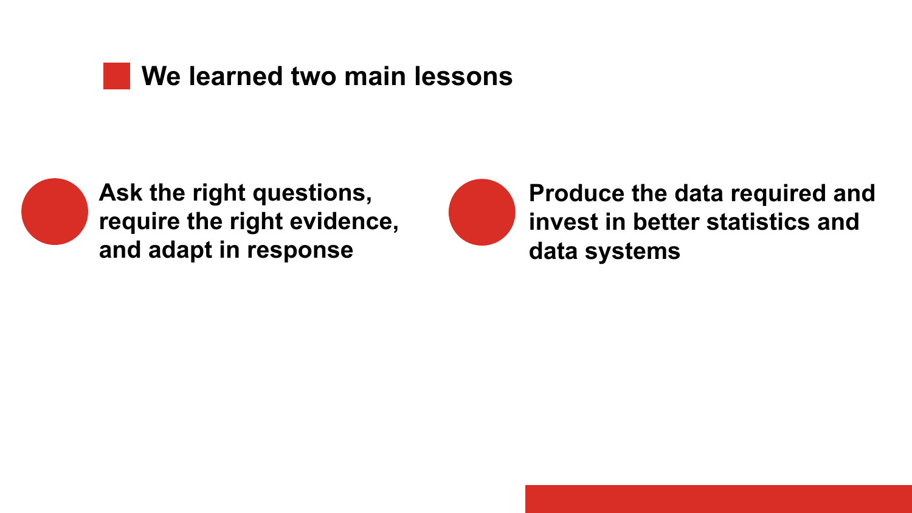## We learned two main lessons

- **Ask the right questions, require the right evidence, and adapt in response**
- **Produce the data required and invest in better statistics and data systems**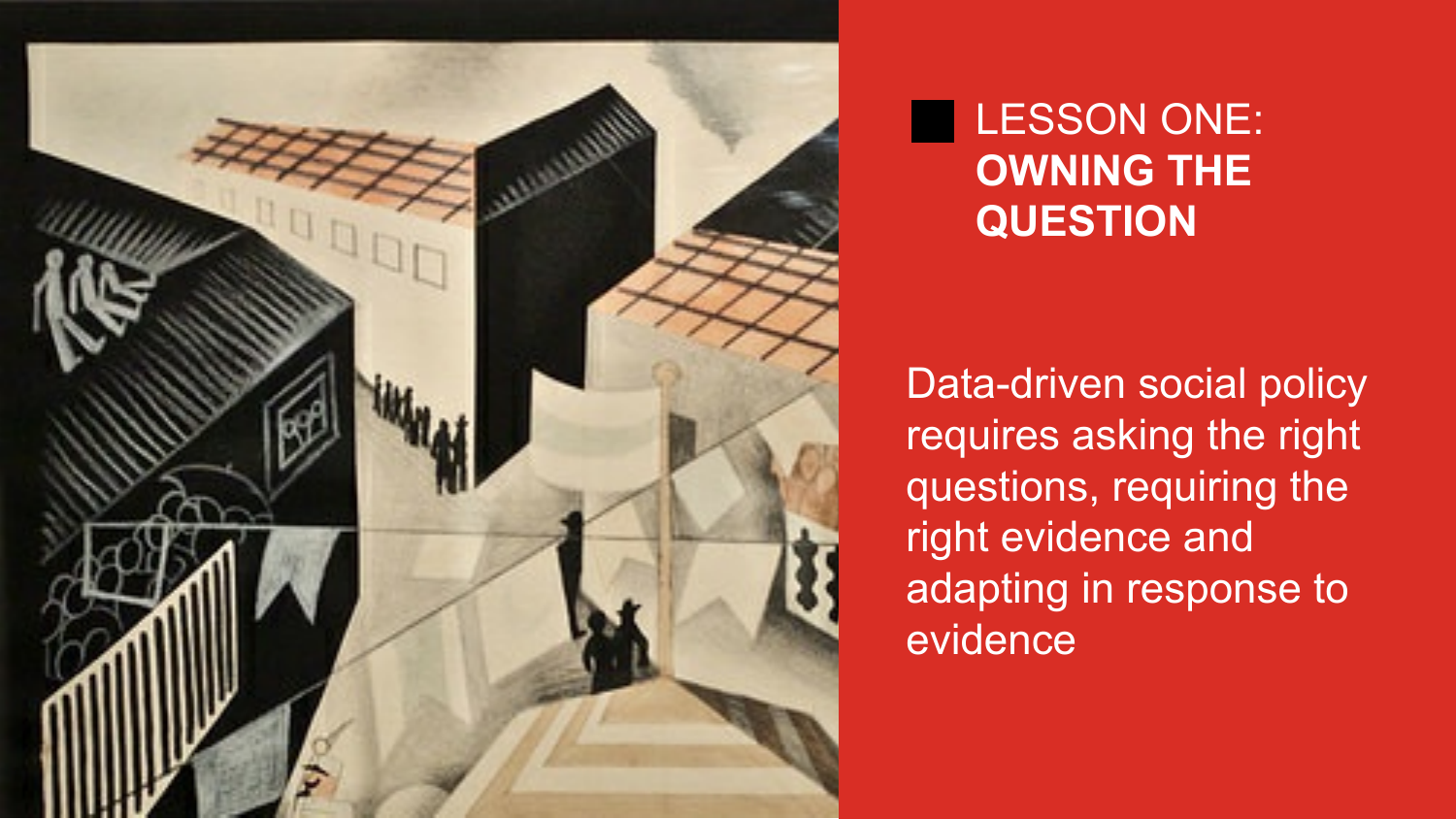## LESSON ONE: **OWNING THE QUESTION**

Data-driven social policy requires asking the right questions, requiring the right evidence and adapting in response to evidence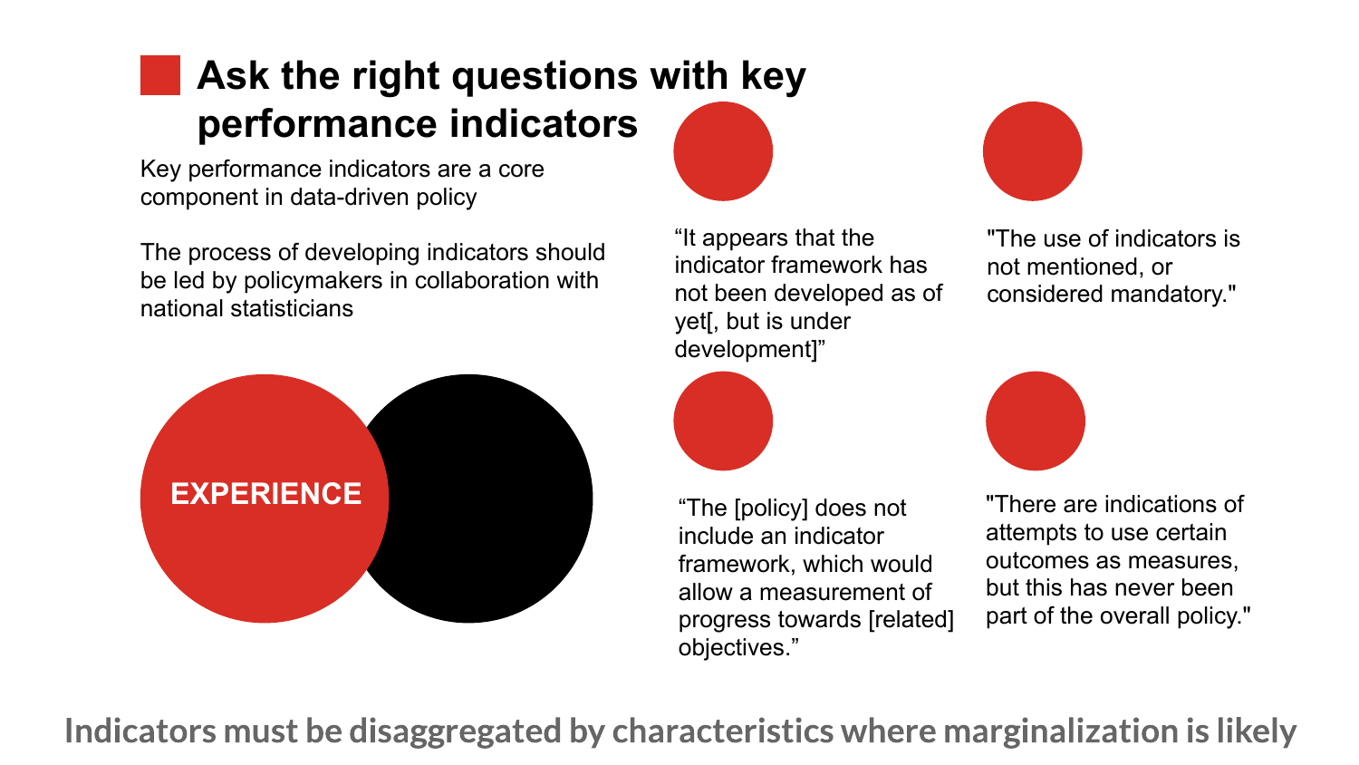# Ask the right questions with key performance indicators

Key performance indicators are a core component in data-driven policy

The process of developing indicators should be led by policymakers in collaboration with national statisticians

EXPERIENCE

"It appears that the indicator framework has not been developed as of yet[, but is under development]"

"The use of indicators is not mentioned, or considered mandatory."

"The [policy] does not include an indicator framework, which would allow a measurement of progress towards [related] objectives."

"There are indications of attempts to use certain outcomes as measures, but this has never been part of the overall policy."

**Indicators must be disaggregated by characteristics where marginalization is likely**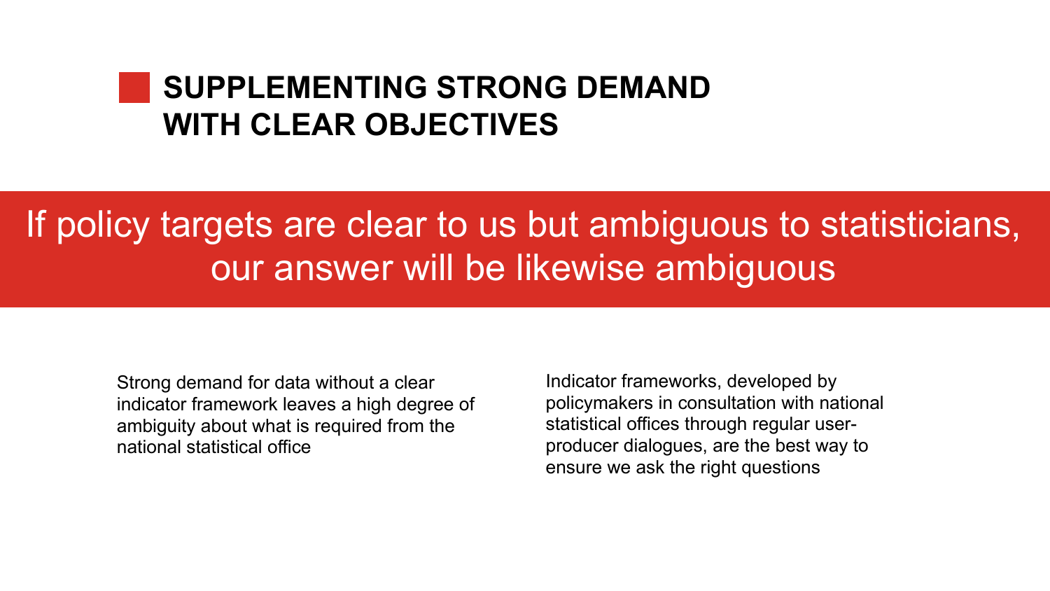# SUPPLEMENTING STRONG DEMAND WITH CLEAR OBJECTIVES

## If policy targets are clear to us but ambiguous to statisticians, our answer will be likewise ambiguous

Strong demand for data without a clear indicator framework leaves a high degree of ambiguity about what is required from the national statistical office

Indicator frameworks, developed by policymakers in consultation with national statistical offices through regular user-producer dialogues, are the best way to ensure we ask the right questions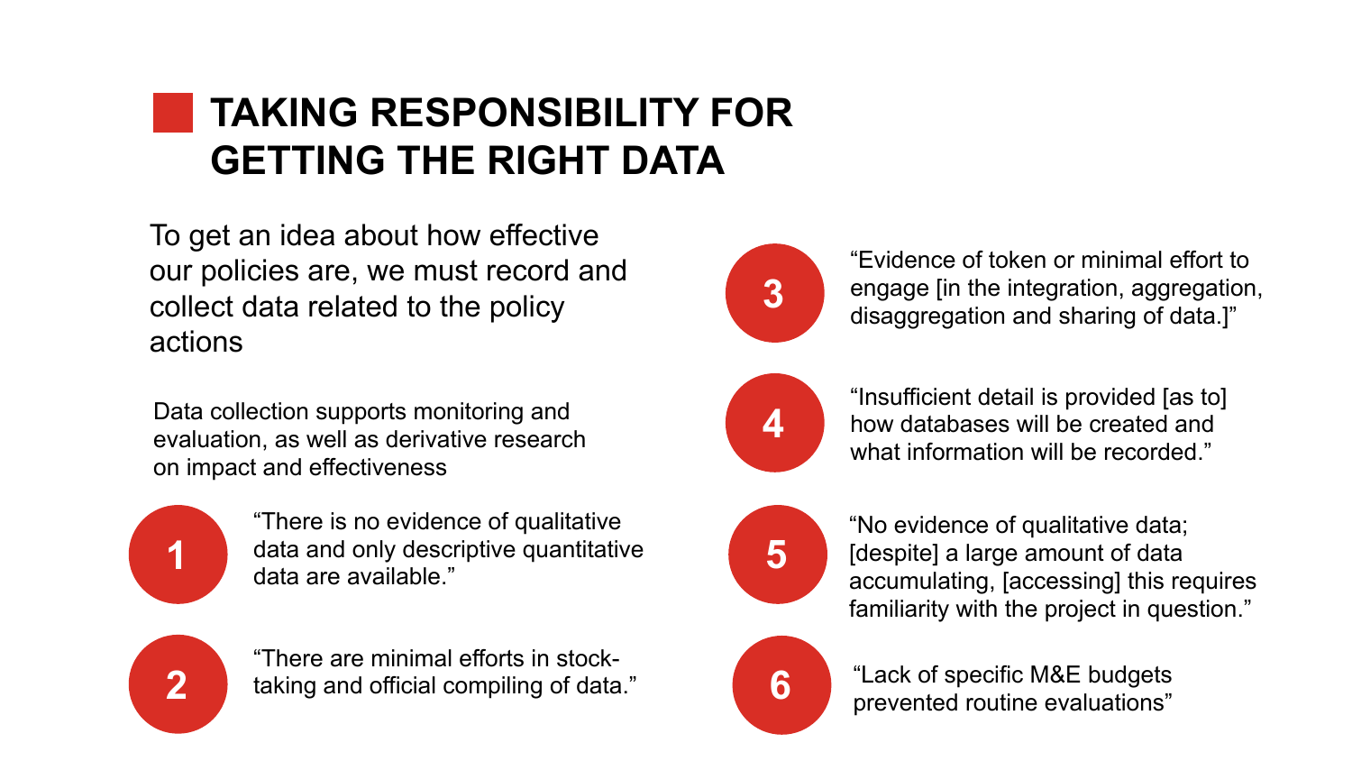# TAKING RESPONSIBILITY FOR GETTING THE RIGHT DATA

To get an idea about how effective our policies are, we must record and collect data related to the policy actions

Data collection supports monitoring and evaluation, as well as derivative research on impact and effectiveness

1. "There is no evidence of qualitative data and only descriptive quantitative data are available."
2. "There are minimal efforts in stock-taking and official compiling of data."
3. "Evidence of token or minimal effort to engage [in the integration, aggregation, disaggregation and sharing of data.]"
4. "Insufficient detail is provided [as to] how databases will be created and what information will be recorded."
5. "No evidence of qualitative data; [despite] a large amount of data accumulating, [accessing] this requires familiarity with the project in question."
6. "Lack of specific M&E budgets prevented routine evaluations"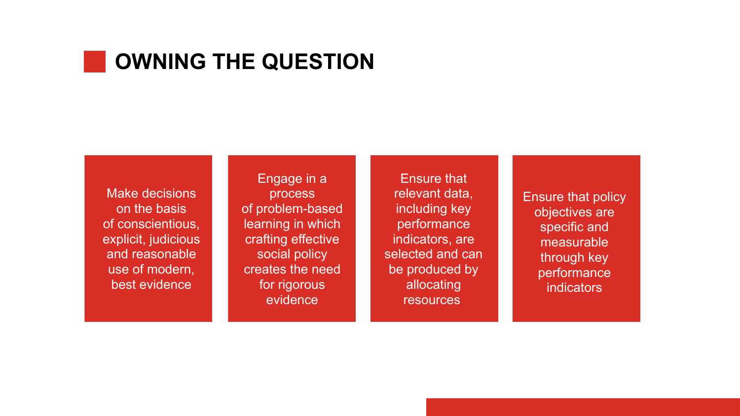# OWNING THE QUESTION

- Make decisions on the basis of conscientious, explicit, judicious and reasonable use of modern, best evidence
- Engage in a process of problem-based learning in which crafting effective social policy creates the need for rigorous evidence
- Ensure that relevant data, including key performance indicators, are selected and can be produced by allocating resources
- Ensure that policy objectives are specific and measurable through key performance indicators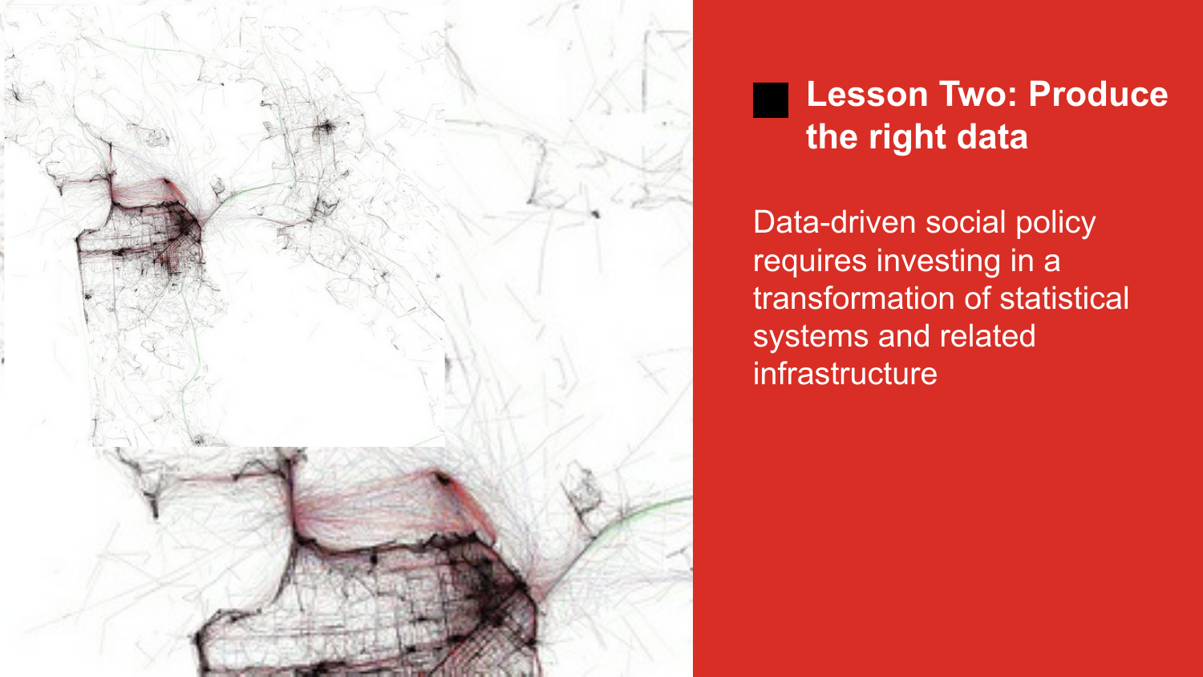## Lesson Two: Produce the right data

Data-driven social policy requires investing in a transformation of statistical systems and related infrastructure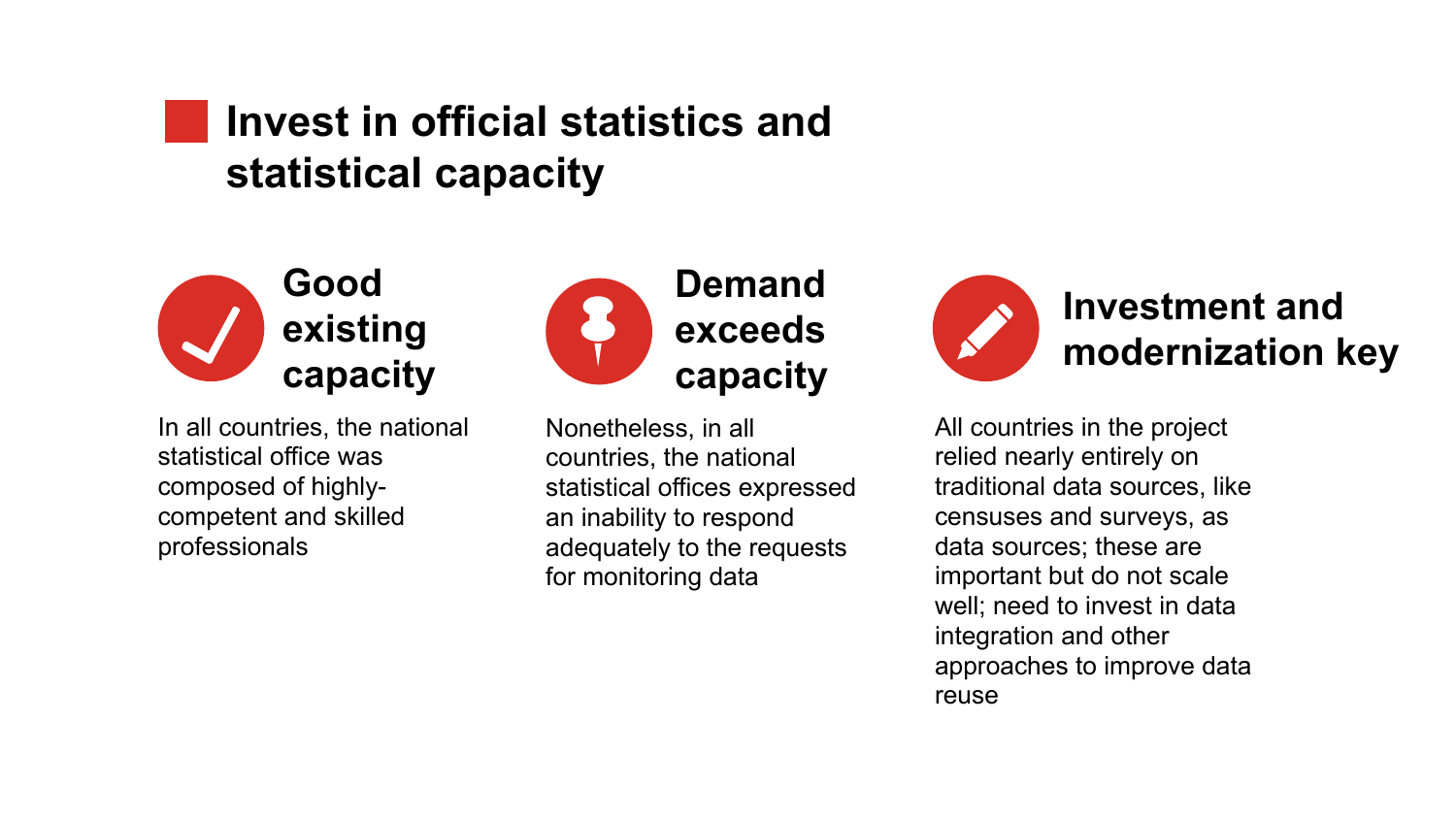# Invest in official statistics and statistical capacity

### Good existing capacity

In all countries, the national statistical office was composed of highly-competent and skilled professionals

### Demand exceeds capacity

Nonetheless, in all countries, the national statistical offices expressed an inability to respond adequately to the requests for monitoring data

### Investment and modernization key

All countries in the project relied nearly entirely on traditional data sources, like censuses and surveys, as data sources; these are important but do not scale well; need to invest in data integration and other approaches to improve data reuse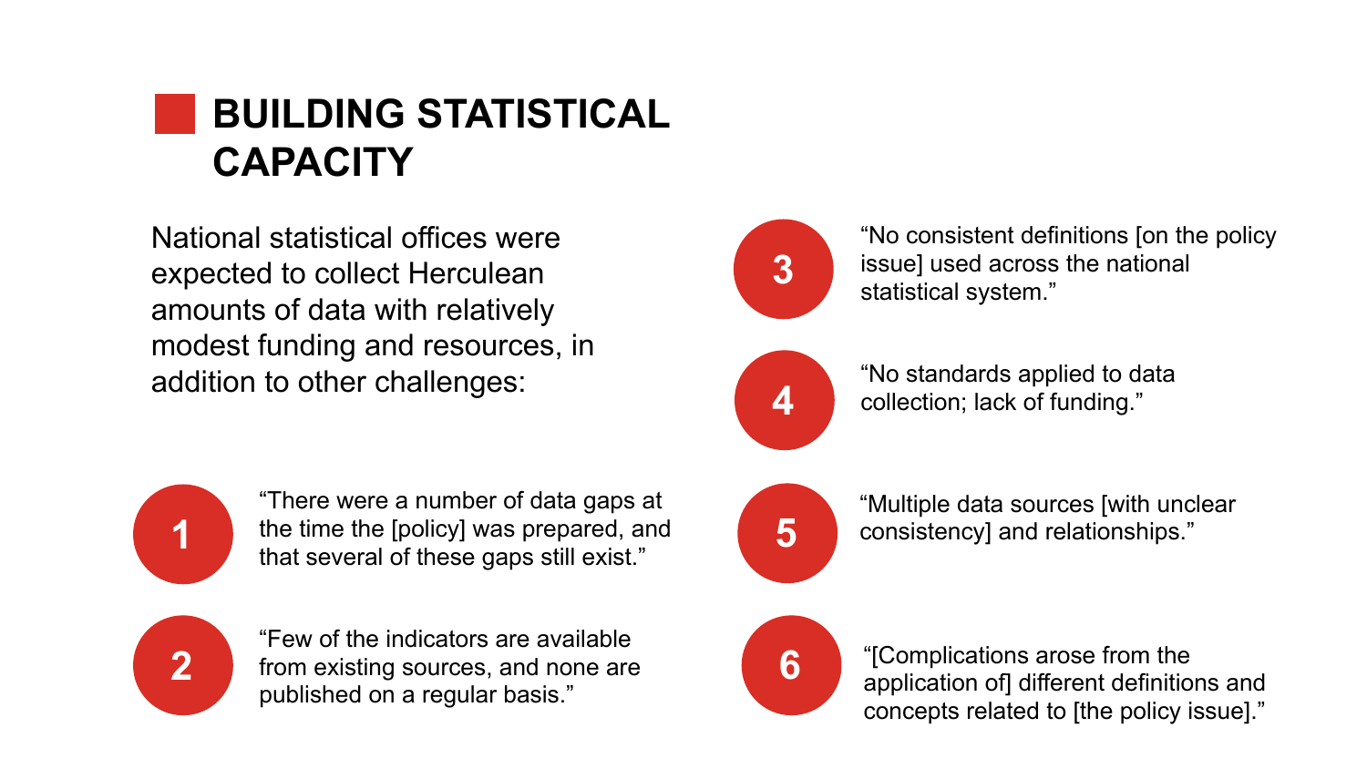# BUILDING STATISTICAL CAPACITY

National statistical offices were expected to collect Herculean amounts of data with relatively modest funding and resources, in addition to other challenges:

1. "There were a number of data gaps at the time the [policy] was prepared, and that several of these gaps still exist."
2. "Few of the indicators are available from existing sources, and none are published on a regular basis."
3. "No consistent definitions [on the policy issue] used across the national statistical system."
4. "No standards applied to data collection; lack of funding."
5. "Multiple data sources [with unclear consistency] and relationships."
6. "[Complications arose from the application of] different definitions and concepts related to [the policy issue]."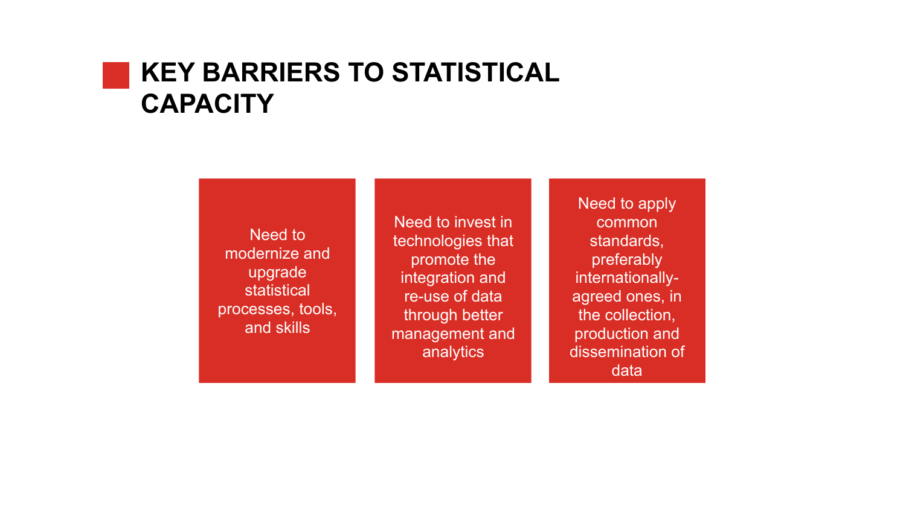# KEY BARRIERS TO STATISTICAL CAPACITY

- Need to modernize and upgrade statistical processes, tools, and skills
- Need to invest in technologies that promote the integration and re-use of data through better management and analytics
- Need to apply common standards, preferably internationally-agreed ones, in the collection, production and dissemination of data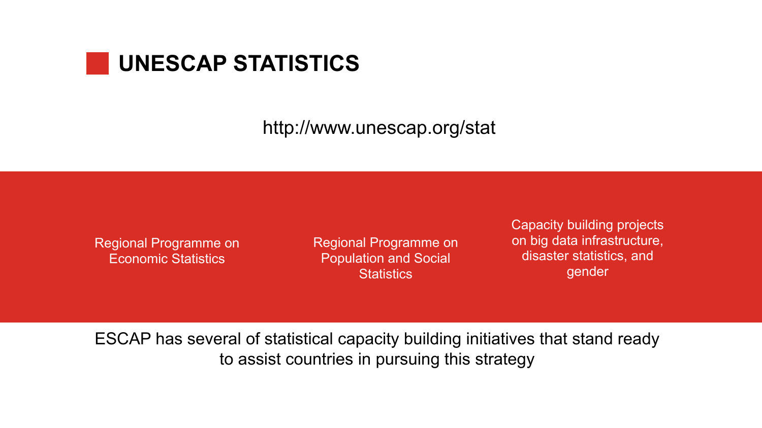# UNESCAP STATISTICS

http://www.unescap.org/stat

Regional Programme on Economic Statistics

Regional Programme on Population and Social Statistics

Capacity building projects on big data infrastructure, disaster statistics, and gender

ESCAP has several of statistical capacity building initiatives that stand ready to assist countries in pursuing this strategy